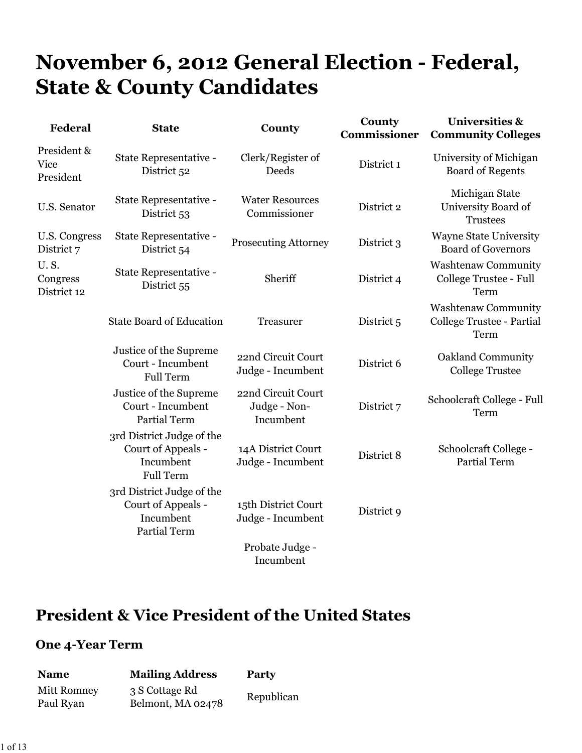# November 6, 2012 General Election - Federal, State & County Candidates

| Federal | State | County | County Commissioner | Universities & Community Colleges |
|---|---|---|---|---|
| President & Vice President | State Representative - District 52 | Clerk/Register of Deeds | District 1 | University of Michigan Board of Regents |
| U.S. Senator | State Representative - District 53 | Water Resources Commissioner | District 2 | Michigan State University Board of Trustees |
| U.S. Congress District 7 | State Representative - District 54 | Prosecuting Attorney | District 3 | Wayne State University Board of Governors |
| U. S. Congress District 12 | State Representative - District 55 | Sheriff | District 4 | Washtenaw Community College Trustee - Full Term |
| | State Board of Education | Treasurer | District 5 | Washtenaw Community College Trustee - Partial Term |
| | Justice of the Supreme Court - Incumbent Full Term | 22nd Circuit Court Judge - Incumbent | District 6 | Oakland Community College Trustee |
| | Justice of the Supreme Court - Incumbent Partial Term | 22nd Circuit Court Judge - Non-Incumbent | District 7 | Schoolcraft College - Full Term |
| | 3rd District Judge of the Court of Appeals - Incumbent Full Term | 14A District Court Judge - Incumbent | District 8 | Schoolcraft College - Partial Term |
| | 3rd District Judge of the Court of Appeals - Incumbent Partial Term | 15th District Court Judge - Incumbent | District 9 | |
| | | Probate Judge - Incumbent | | |

## President & Vice President of the United States

### One 4-Year Term

| Name | Mailing Address | Party |
|---|---|---|
| Mitt Romney<br>Paul Ryan | 3 S Cottage Rd<br>Belmont, MA 02478 | Republican |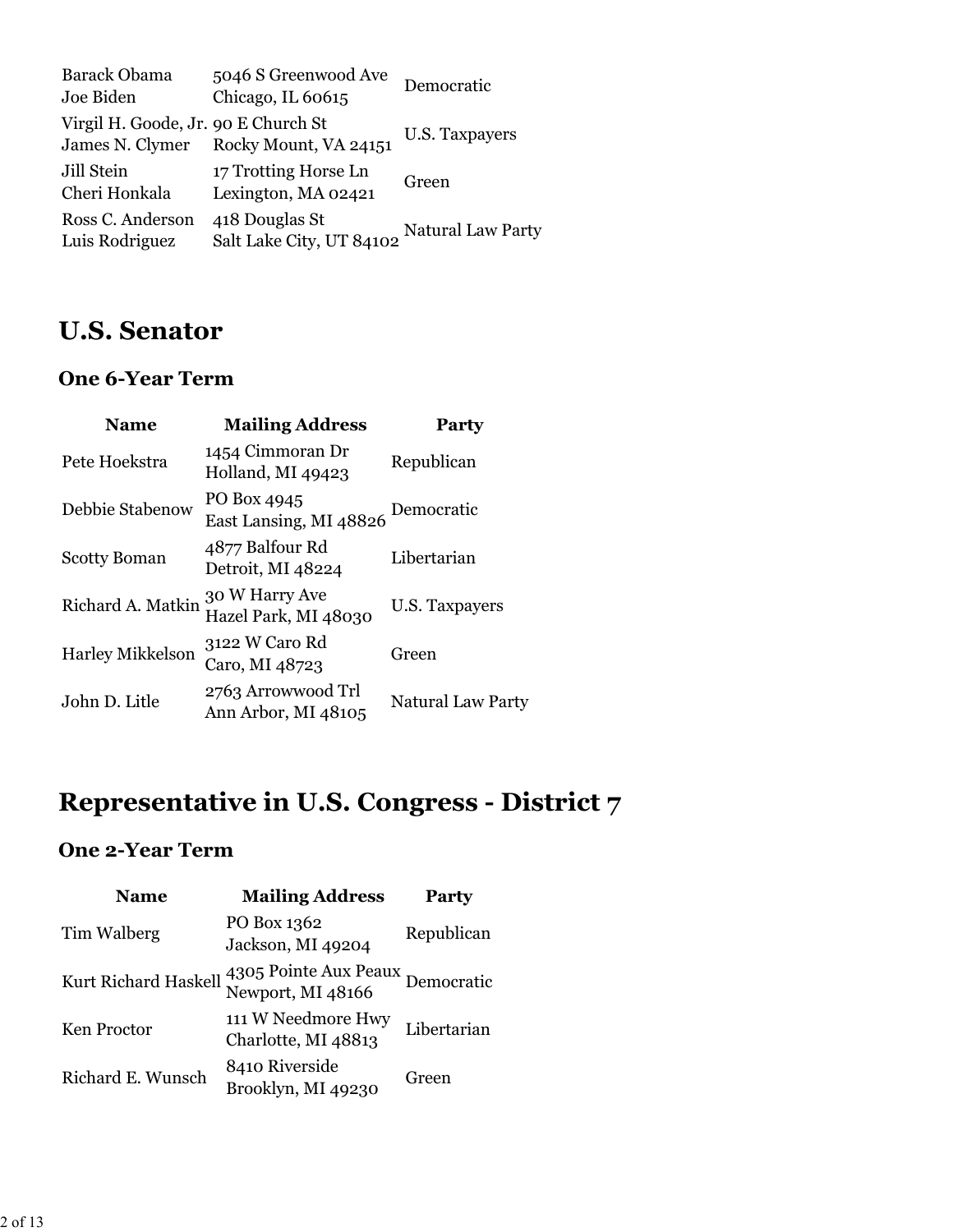| | | |
|---|---|---|
| Barack Obama<br>Joe Biden | 5046 S Greenwood Ave<br>Chicago, IL 60615 | Democratic |
| Virgil H. Goode, Jr.<br>James N. Clymer | 90 E Church St<br>Rocky Mount, VA 24151 | U.S. Taxpayers |
| Jill Stein<br>Cheri Honkala | 17 Trotting Horse Ln<br>Lexington, MA 02421 | Green |
| Ross C. Anderson<br>Luis Rodriguez | 418 Douglas St<br>Salt Lake City, UT 84102 | Natural Law Party |

# U.S. Senator

## One 6-Year Term

| Name | Mailing Address | Party |
|---|---|---|
| Pete Hoekstra | 1454 Cimmoran Dr<br>Holland, MI 49423 | Republican |
| Debbie Stabenow | PO Box 4945<br>East Lansing, MI 48826 | Democratic |
| Scotty Boman | 4877 Balfour Rd<br>Detroit, MI 48224 | Libertarian |
| Richard A. Matkin | 30 W Harry Ave<br>Hazel Park, MI 48030 | U.S. Taxpayers |
| Harley Mikkelson | 3122 W Caro Rd<br>Caro, MI 48723 | Green |
| John D. Litle | 2763 Arrowwood Trl<br>Ann Arbor, MI 48105 | Natural Law Party |

# Representative in U.S. Congress - District 7

## One 2-Year Term

| Name | Mailing Address | Party |
|---|---|---|
| Tim Walberg | PO Box 1362<br>Jackson, MI 49204 | Republican |
| Kurt Richard Haskell | 4305 Pointe Aux Peaux<br>Newport, MI 48166 | Democratic |
| Ken Proctor | 111 W Needmore Hwy<br>Charlotte, MI 48813 | Libertarian |
| Richard E. Wunsch | 8410 Riverside<br>Brooklyn, MI 49230 | Green |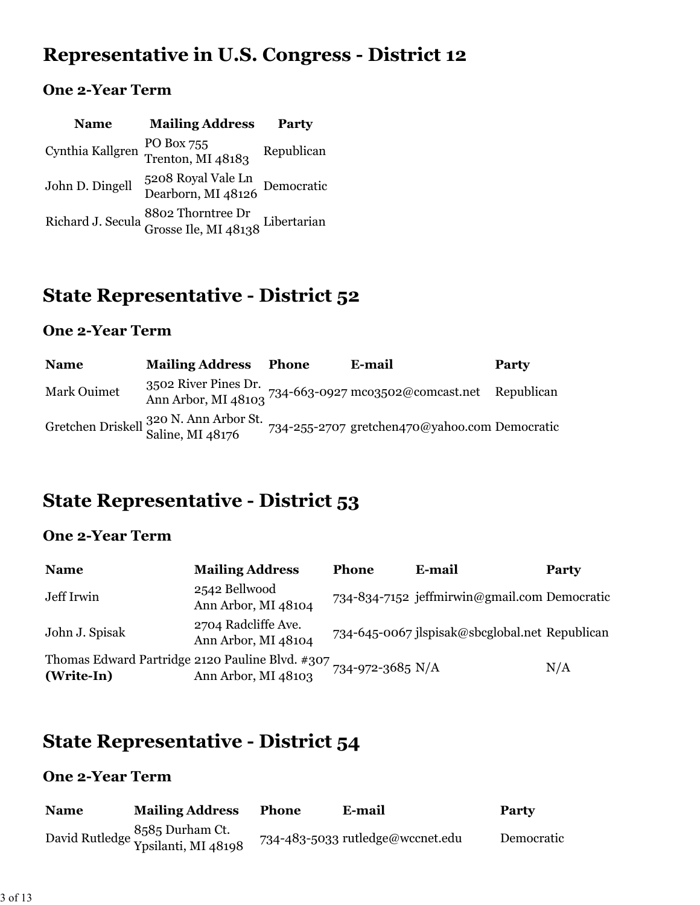# Representative in U.S. Congress - District 12

### One 2-Year Term

| Name | Mailing Address | Party |
|---|---|---|
| Cynthia Kallgren | PO Box 755<br>Trenton, MI 48183 | Republican |
| John D. Dingell | 5208 Royal Vale Ln<br>Dearborn, MI 48126 | Democratic |
| Richard J. Secula | 8802 Thorntree Dr<br>Grosse Ile, MI 48138 | Libertarian |

# State Representative - District 52

### One 2-Year Term

| Name | Mailing Address | Phone | E-mail | Party |
|---|---|---|---|---|
| Mark Ouimet | 3502 River Pines Dr.<br>Ann Arbor, MI 48103 | 734-663-0927 | mco3502@comcast.net | Republican |
| Gretchen Driskell | 320 N. Ann Arbor St.<br>Saline, MI 48176 | 734-255-2707 | gretchen470@yahoo.com | Democratic |

# State Representative - District 53

### One 2-Year Term

| Name | Mailing Address | Phone | E-mail | Party |
|---|---|---|---|---|
| Jeff Irwin | 2542 Bellwood<br>Ann Arbor, MI 48104 | 734-834-7152 | jeffmirwin@gmail.com | Democratic |
| John J. Spisak | 2704 Radcliffe Ave.<br>Ann Arbor, MI 48104 | 734-645-0067 | jlspisak@sbcglobal.net | Republican |
| Thomas Edward Partridge **(Write-In)** | 2120 Pauline Blvd. #307<br>Ann Arbor, MI 48103 | 734-972-3685 | N/A | N/A |

# State Representative - District 54

### One 2-Year Term

| Name | Mailing Address | Phone | E-mail | Party |
|---|---|---|---|---|
| David Rutledge | 8585 Durham Ct.<br>Ypsilanti, MI 48198 | 734-483-5033 | rutledge@wccnet.edu | Democratic |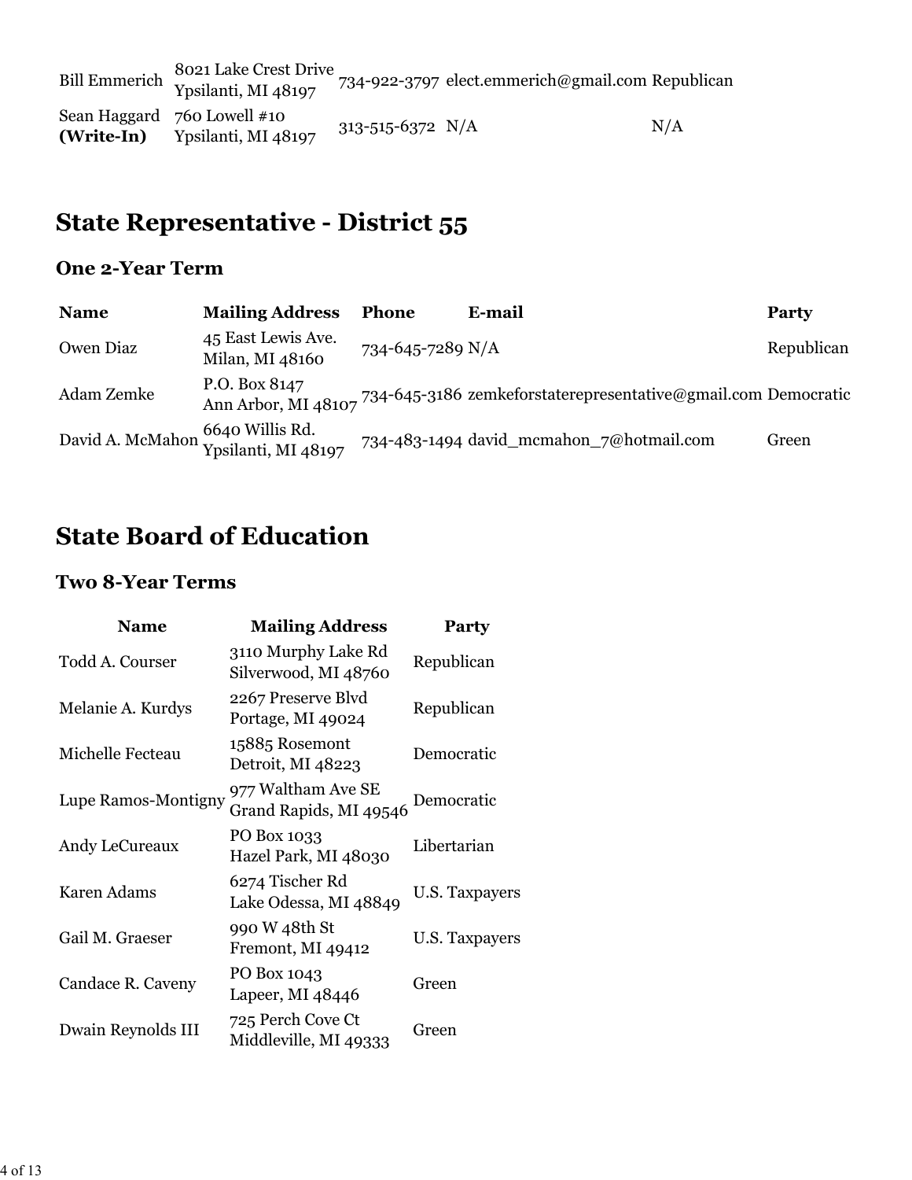| | | | | |
|---|---|---|---|---|
| Bill Emmerich | 8021 Lake Crest Drive Ypsilanti, MI 48197 | 734-922-3797 | elect.emmerich@gmail.com | Republican |
| Sean Haggard **(Write-In)** | 760 Lowell #10 Ypsilanti, MI 48197 | 313-515-6372 | N/A | N/A |

## State Representative - District 55

### One 2-Year Term

| Name | Mailing Address | Phone | E-mail | Party |
|---|---|---|---|---|
| Owen Diaz | 45 East Lewis Ave. Milan, MI 48160 | 734-645-7289 | N/A | Republican |
| Adam Zemke | P.O. Box 8147 Ann Arbor, MI 48107 | 734-645-3186 | zemkeforstaterepresentative@gmail.com | Democratic |
| David A. McMahon | 6640 Willis Rd. Ypsilanti, MI 48197 | 734-483-1494 | david_mcmahon_7@hotmail.com | Green |

## State Board of Education

### Two 8-Year Terms

| Name | Mailing Address | Party |
|---|---|---|
| Todd A. Courser | 3110 Murphy Lake Rd Silverwood, MI 48760 | Republican |
| Melanie A. Kurdys | 2267 Preserve Blvd Portage, MI 49024 | Republican |
| Michelle Fecteau | 15885 Rosemont Detroit, MI 48223 | Democratic |
| Lupe Ramos-Montigny | 977 Waltham Ave SE Grand Rapids, MI 49546 | Democratic |
| Andy LeCureaux | PO Box 1033 Hazel Park, MI 48030 | Libertarian |
| Karen Adams | 6274 Tischer Rd Lake Odessa, MI 48849 | U.S. Taxpayers |
| Gail M. Graeser | 990 W 48th St Fremont, MI 49412 | U.S. Taxpayers |
| Candace R. Caveny | PO Box 1043 Lapeer, MI 48446 | Green |
| Dwain Reynolds III | 725 Perch Cove Ct Middleville, MI 49333 | Green |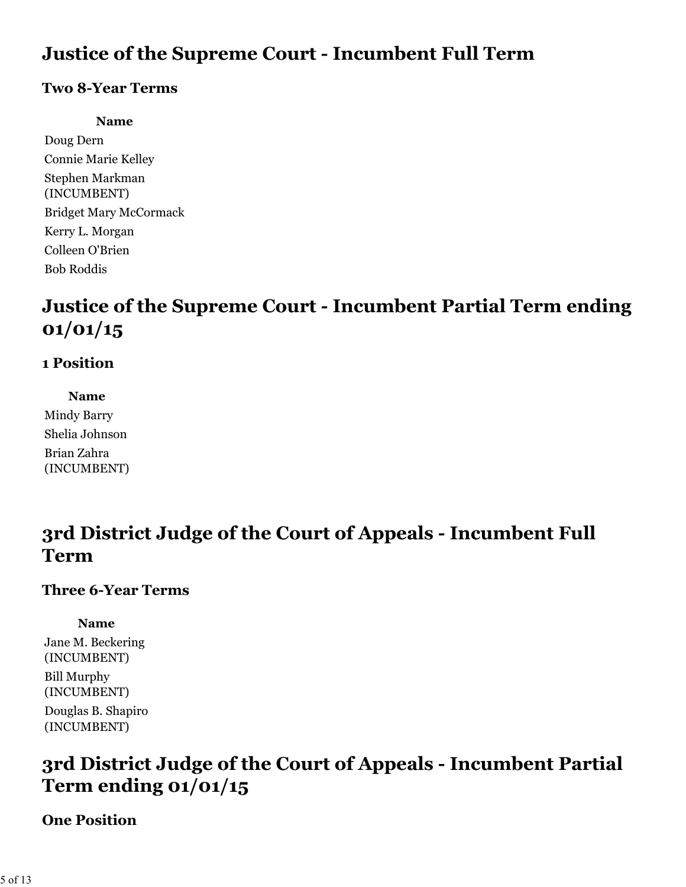## Justice of the Supreme Court - Incumbent Full Term

### Two 8-Year Terms

| Name |
| --- |
| Doug Dern |
| Connie Marie Kelley |
| Stephen Markman (INCUMBENT) |
| Bridget Mary McCormack |
| Kerry L. Morgan |
| Colleen O'Brien |
| Bob Roddis |

## Justice of the Supreme Court - Incumbent Partial Term ending 01/01/15

### 1 Position

| Name |
| --- |
| Mindy Barry |
| Shelia Johnson |
| Brian Zahra (INCUMBENT) |

## 3rd District Judge of the Court of Appeals - Incumbent Full Term

### Three 6-Year Terms

| Name |
| --- |
| Jane M. Beckering (INCUMBENT) |
| Bill Murphy (INCUMBENT) |
| Douglas B. Shapiro (INCUMBENT) |

## 3rd District Judge of the Court of Appeals - Incumbent Partial Term ending 01/01/15

### One Position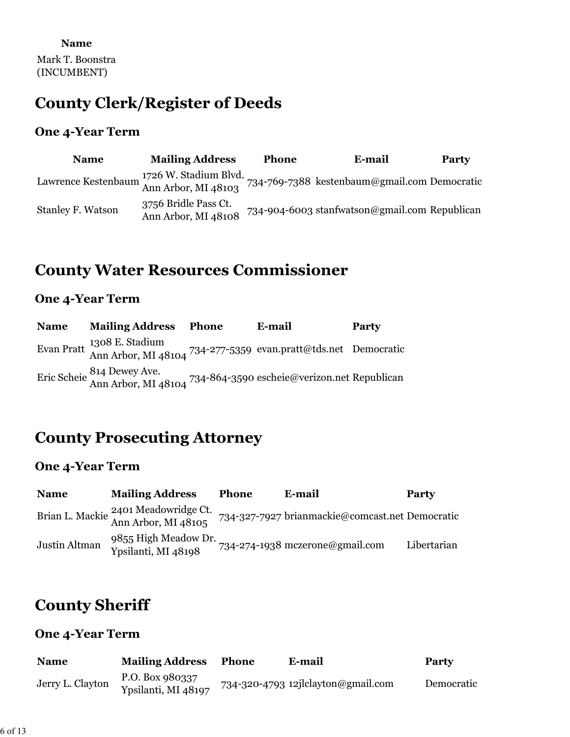| Name |
|---|
| Mark T. Boonstra (INCUMBENT) |

## County Clerk/Register of Deeds

### One 4-Year Term

| Name | Mailing Address | Phone | E-mail | Party |
|---|---|---|---|---|
| Lawrence Kestenbaum | 1726 W. Stadium Blvd. Ann Arbor, MI 48103 | 734-769-7388 | kestenbaum@gmail.com | Democratic |
| Stanley F. Watson | 3756 Bridle Pass Ct. Ann Arbor, MI 48108 | 734-904-6003 | stanfwatson@gmail.com | Republican |

## County Water Resources Commissioner

### One 4-Year Term

| Name | Mailing Address | Phone | E-mail | Party |
|---|---|---|---|---|
| Evan Pratt | 1308 E. Stadium Ann Arbor, MI 48104 | 734-277-5359 | evan.pratt@tds.net | Democratic |
| Eric Scheie | 814 Dewey Ave. Ann Arbor, MI 48104 | 734-864-3590 | escheie@verizon.net | Republican |

## County Prosecuting Attorney

### One 4-Year Term

| Name | Mailing Address | Phone | E-mail | Party |
|---|---|---|---|---|
| Brian L. Mackie | 2401 Meadowridge Ct. Ann Arbor, MI 48105 | 734-327-7927 | brianmackie@comcast.net | Democratic |
| Justin Altman | 9855 High Meadow Dr. Ypsilanti, MI 48198 | 734-274-1938 | mczerone@gmail.com | Libertarian |

## County Sheriff

### One 4-Year Term

| Name | Mailing Address | Phone | E-mail | Party |
|---|---|---|---|---|
| Jerry L. Clayton | P.O. Box 980337 Ypsilanti, MI 48197 | 734-320-4793 | 12jlclayton@gmail.com | Democratic |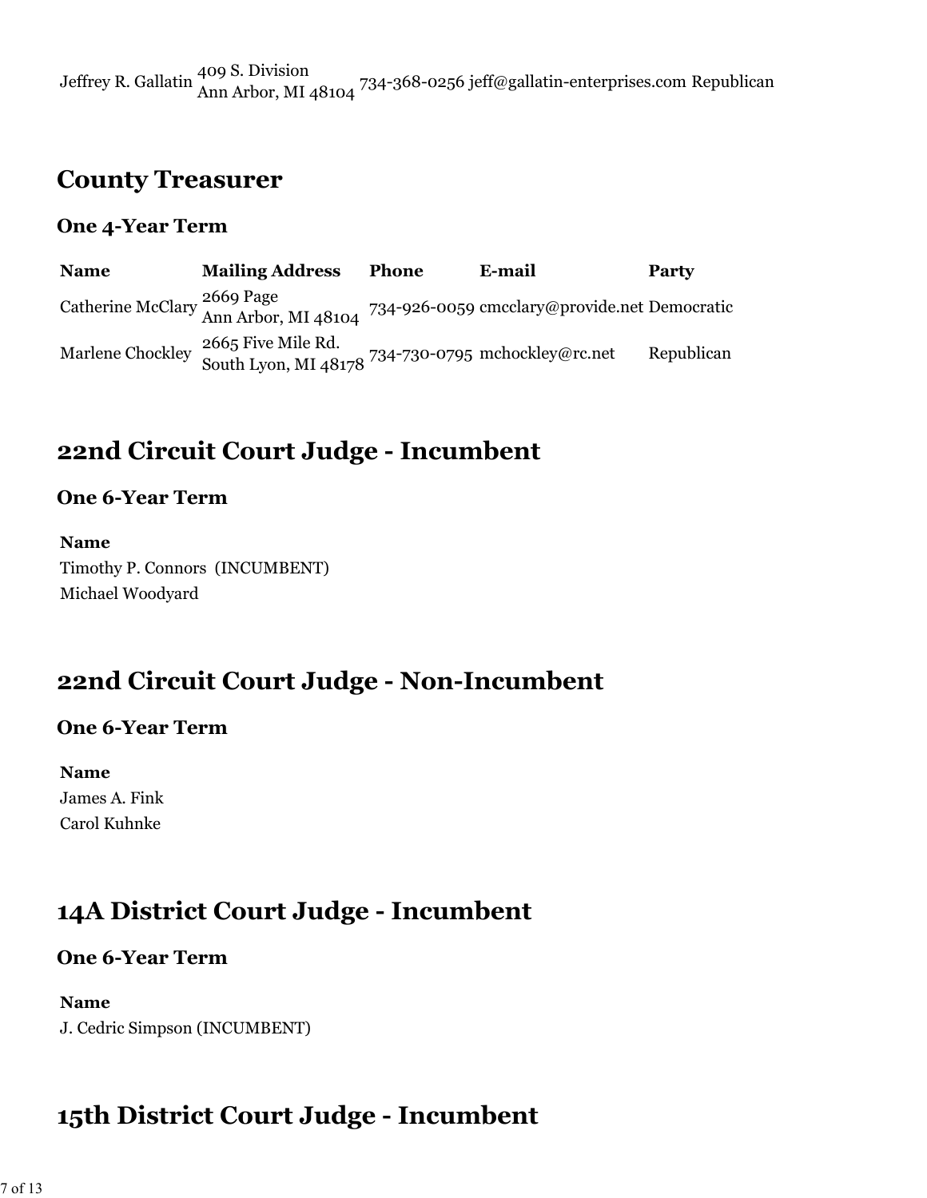| Jeffrey R. Gallatin | 409 S. Division<br>Ann Arbor, MI 48104 | 734-368-0256 | jeff@gallatin-enterprises.com | Republican |
| --- | --- | --- | --- | --- |

## County Treasurer

### One 4-Year Term

| Name | Mailing Address | Phone | E-mail | Party |
| --- | --- | --- | --- | --- |
| Catherine McClary | 2669 Page<br>Ann Arbor, MI 48104 | 734-926-0059 | cmcclary@provide.net | Democratic |
| Marlene Chockley | 2665 Five Mile Rd.<br>South Lyon, MI 48178 | 734-730-0795 | mchockley@rc.net | Republican |

## 22nd Circuit Court Judge - Incumbent

### One 6-Year Term

| Name |
| --- |
| Timothy P. Connors (INCUMBENT) |
| Michael Woodyard |

## 22nd Circuit Court Judge - Non-Incumbent

### One 6-Year Term

| Name |
| --- |
| James A. Fink |
| Carol Kuhnke |

## 14A District Court Judge - Incumbent

### One 6-Year Term

| Name |
| --- |
| J. Cedric Simpson (INCUMBENT) |

## 15th District Court Judge - Incumbent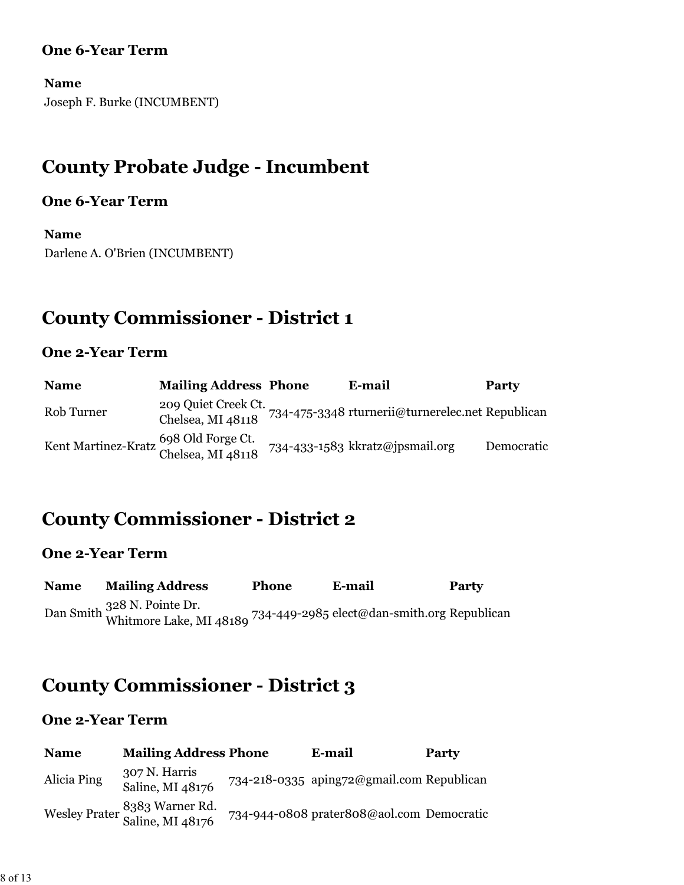### One 6-Year Term

| Name |
|---|
| Joseph F. Burke (INCUMBENT) |

## County Probate Judge - Incumbent

### One 6-Year Term

| Name |
|---|
| Darlene A. O'Brien (INCUMBENT) |

## County Commissioner - District 1

### One 2-Year Term

| Name | Mailing Address | Phone | E-mail | Party |
|---|---|---|---|---|
| Rob Turner | 209 Quiet Creek Ct. Chelsea, MI 48118 | 734-475-3348 | rturnerii@turnerelec.net | Republican |
| Kent Martinez-Kratz | 698 Old Forge Ct. Chelsea, MI 48118 | 734-433-1583 | kkratz@jpsmail.org | Democratic |

## County Commissioner - District 2

### One 2-Year Term

| Name | Mailing Address | Phone | E-mail | Party |
|---|---|---|---|---|
| Dan Smith | 328 N. Pointe Dr. Whitmore Lake, MI 48189 | 734-449-2985 | elect@dan-smith.org | Republican |

## County Commissioner - District 3

### One 2-Year Term

| Name | Mailing Address | Phone | E-mail | Party |
|---|---|---|---|---|
| Alicia Ping | 307 N. Harris Saline, MI 48176 | 734-218-0335 | aping72@gmail.com | Republican |
| Wesley Prater | 8383 Warner Rd. Saline, MI 48176 | 734-944-0808 | prater808@aol.com | Democratic |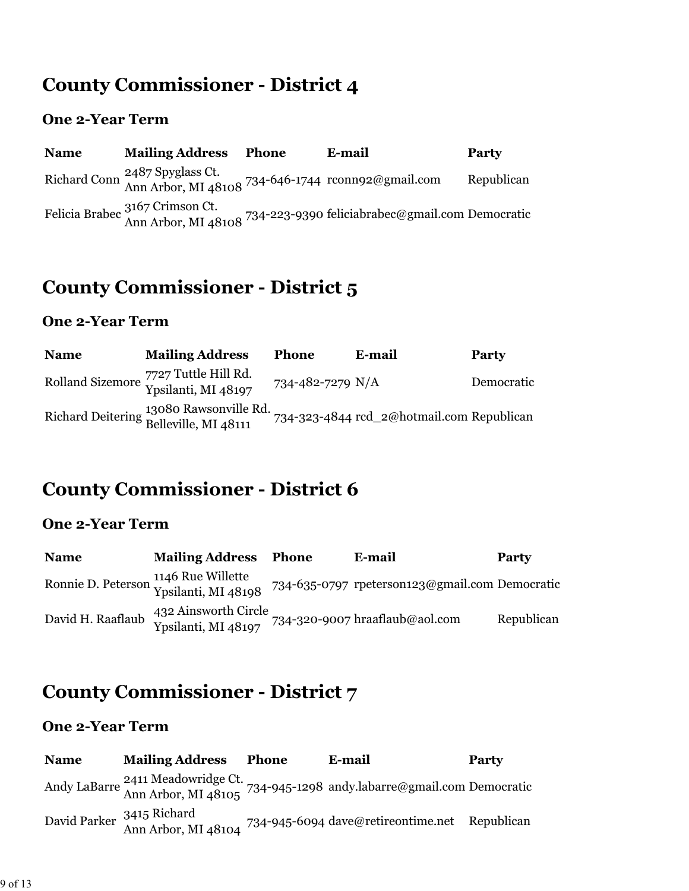## County Commissioner - District 4

### One 2-Year Term

| Name | Mailing Address | Phone | E-mail | Party |
|---|---|---|---|---|
| Richard Conn | 2487 Spyglass Ct. Ann Arbor, MI 48108 | 734-646-1744 | rconn92@gmail.com | Republican |
| Felicia Brabec | 3167 Crimson Ct. Ann Arbor, MI 48108 | 734-223-9390 | feliciabrabec@gmail.com | Democratic |

## County Commissioner - District 5

### One 2-Year Term

| Name | Mailing Address | Phone | E-mail | Party |
|---|---|---|---|---|
| Rolland Sizemore | 7727 Tuttle Hill Rd. Ypsilanti, MI 48197 | 734-482-7279 | N/A | Democratic |
| Richard Deitering | 13080 Rawsonville Rd. Belleville, MI 48111 | 734-323-4844 | rcd_2@hotmail.com | Republican |

## County Commissioner - District 6

### One 2-Year Term

| Name | Mailing Address | Phone | E-mail | Party |
|---|---|---|---|---|
| Ronnie D. Peterson | 1146 Rue Willette Ypsilanti, MI 48198 | 734-635-0797 | rpeterson123@gmail.com | Democratic |
| David H. Raaflaub | 432 Ainsworth Circle Ypsilanti, MI 48197 | 734-320-9007 | hraaflaub@aol.com | Republican |

## County Commissioner - District 7

### One 2-Year Term

| Name | Mailing Address | Phone | E-mail | Party |
|---|---|---|---|---|
| Andy LaBarre | 2411 Meadowridge Ct. Ann Arbor, MI 48105 | 734-945-1298 | andy.labarre@gmail.com | Democratic |
| David Parker | 3415 Richard Ann Arbor, MI 48104 | 734-945-6094 | dave@retireontime.net | Republican |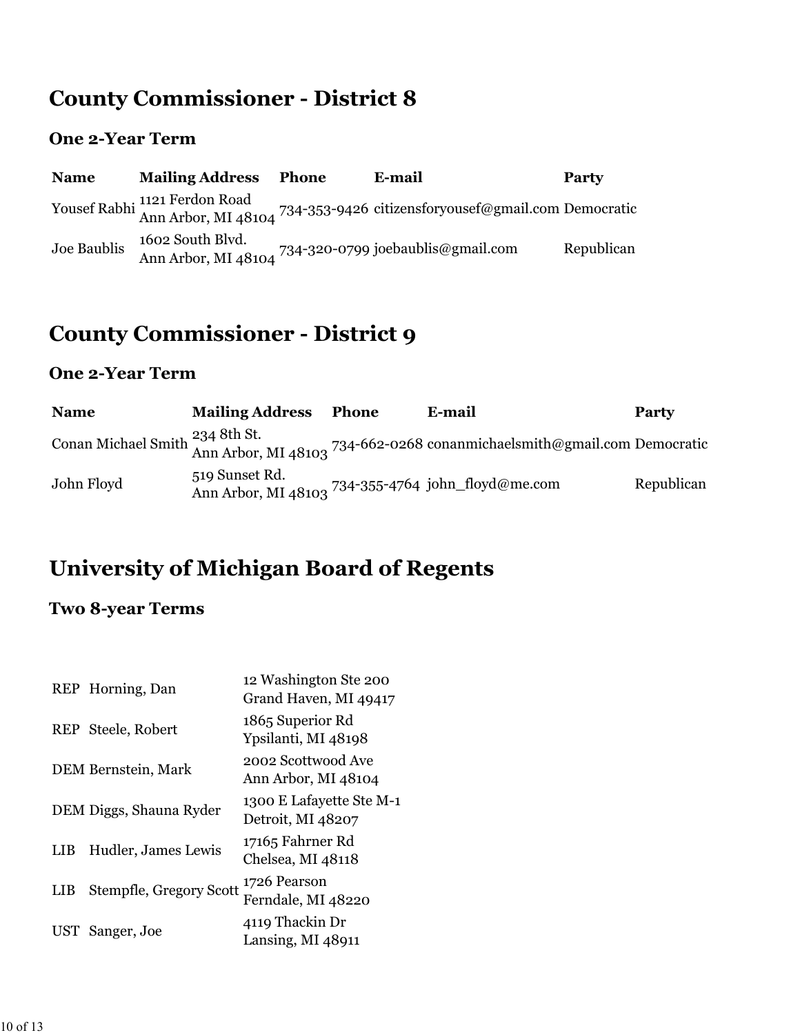## County Commissioner - District 8

### One 2-Year Term

| Name | Mailing Address | Phone | E-mail | Party |
|---|---|---|---|---|
| Yousef Rabhi | 1121 Ferdon Road Ann Arbor, MI 48104 | 734-353-9426 | citizensforyousef@gmail.com | Democratic |
| Joe Baublis | 1602 South Blvd. Ann Arbor, MI 48104 | 734-320-0799 | joebaublis@gmail.com | Republican |

## County Commissioner - District 9

### One 2-Year Term

| Name | Mailing Address | Phone | E-mail | Party |
|---|---|---|---|---|
| Conan Michael Smith | 234 8th St. Ann Arbor, MI 48103 | 734-662-0268 | conanmichaelsmith@gmail.com | Democratic |
| John Floyd | 519 Sunset Rd. Ann Arbor, MI 48103 | 734-355-4764 | john_floyd@me.com | Republican |

## University of Michigan Board of Regents

### Two 8-year Terms

| | | |
|---|---|---|
| REP | Horning, Dan | 12 Washington Ste 200 Grand Haven, MI 49417 |
| REP | Steele, Robert | 1865 Superior Rd Ypsilanti, MI 48198 |
| DEM | Bernstein, Mark | 2002 Scottwood Ave Ann Arbor, MI 48104 |
| DEM | Diggs, Shauna Ryder | 1300 E Lafayette Ste M-1 Detroit, MI 48207 |
| LIB | Hudler, James Lewis | 17165 Fahrner Rd Chelsea, MI 48118 |
| LIB | Stempfle, Gregory Scott | 1726 Pearson Ferndale, MI 48220 |
| UST | Sanger, Joe | 4119 Thackin Dr Lansing, MI 48911 |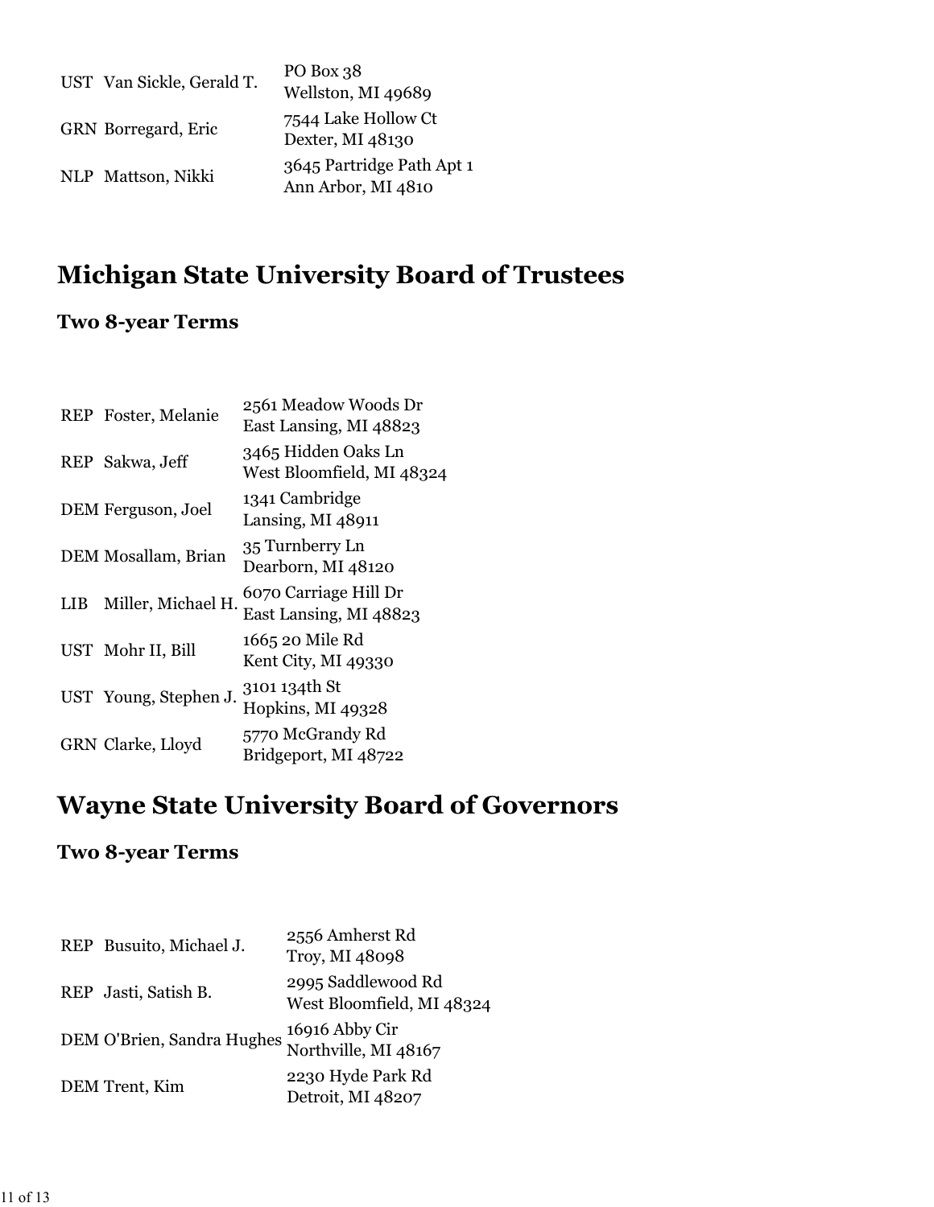| | | |
|---|---|---|
| UST | Van Sickle, Gerald T. | PO Box 38<br>Wellston, MI 49689 |
| GRN | Borregard, Eric | 7544 Lake Hollow Ct<br>Dexter, MI 48130 |
| NLP | Mattson, Nikki | 3645 Partridge Path Apt 1<br>Ann Arbor, MI 4810 |

# Michigan State University Board of Trustees

### Two 8-year Terms

| | | |
|---|---|---|
| REP | Foster, Melanie | 2561 Meadow Woods Dr<br>East Lansing, MI 48823 |
| REP | Sakwa, Jeff | 3465 Hidden Oaks Ln<br>West Bloomfield, MI 48324 |
| DEM | Ferguson, Joel | 1341 Cambridge<br>Lansing, MI 48911 |
| DEM | Mosallam, Brian | 35 Turnberry Ln<br>Dearborn, MI 48120 |
| LIB | Miller, Michael H. | 6070 Carriage Hill Dr<br>East Lansing, MI 48823 |
| UST | Mohr II, Bill | 1665 20 Mile Rd<br>Kent City, MI 49330 |
| UST | Young, Stephen J. | 3101 134th St<br>Hopkins, MI 49328 |
| GRN | Clarke, Lloyd | 5770 McGrandy Rd<br>Bridgeport, MI 48722 |

# Wayne State University Board of Governors

### Two 8-year Terms

| | | |
|---|---|---|
| REP | Busuito, Michael J. | 2556 Amherst Rd<br>Troy, MI 48098 |
| REP | Jasti, Satish B. | 2995 Saddlewood Rd<br>West Bloomfield, MI 48324 |
| DEM | O'Brien, Sandra Hughes | 16916 Abby Cir<br>Northville, MI 48167 |
| DEM | Trent, Kim | 2230 Hyde Park Rd<br>Detroit, MI 48207 |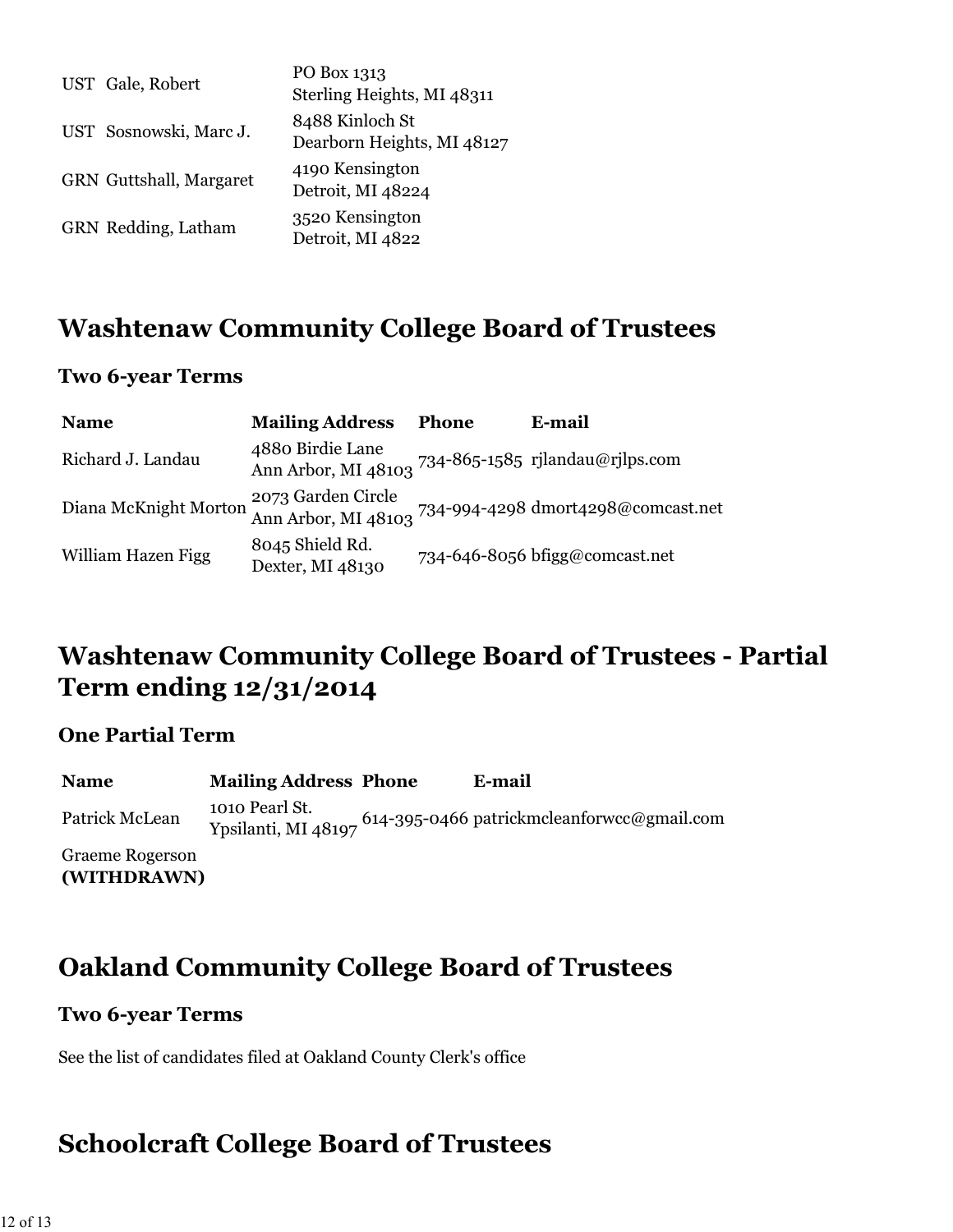| | | |
|---|---|---|
| UST | Gale, Robert | PO Box 1313<br>Sterling Heights, MI 48311 |
| UST | Sosnowski, Marc J. | 8488 Kinloch St<br>Dearborn Heights, MI 48127 |
| GRN | Guttshall, Margaret | 4190 Kensington<br>Detroit, MI 48224 |
| GRN | Redding, Latham | 3520 Kensington<br>Detroit, MI 4822 |

# Washtenaw Community College Board of Trustees

### Two 6-year Terms

| Name | Mailing Address | Phone | E-mail |
|---|---|---|---|
| Richard J. Landau | 4880 Birdie Lane<br>Ann Arbor, MI 48103 | 734-865-1585 | rjlandau@rjlps.com |
| Diana McKnight Morton | 2073 Garden Circle<br>Ann Arbor, MI 48103 | 734-994-4298 | dmort4298@comcast.net |
| William Hazen Figg | 8045 Shield Rd.<br>Dexter, MI 48130 | 734-646-8056 | bfigg@comcast.net |

# Washtenaw Community College Board of Trustees - Partial Term ending 12/31/2014

### One Partial Term

| Name | Mailing Address | Phone | E-mail |
|---|---|---|---|
| Patrick McLean | 1010 Pearl St.<br>Ypsilanti, MI 48197 | 614-395-0466 | patrickmcleanforwcc@gmail.com |
| Graeme Rogerson **(WITHDRAWN)** | | | |

# Oakland Community College Board of Trustees

### Two 6-year Terms

See the list of candidates filed at Oakland County Clerk's office

# Schoolcraft College Board of Trustees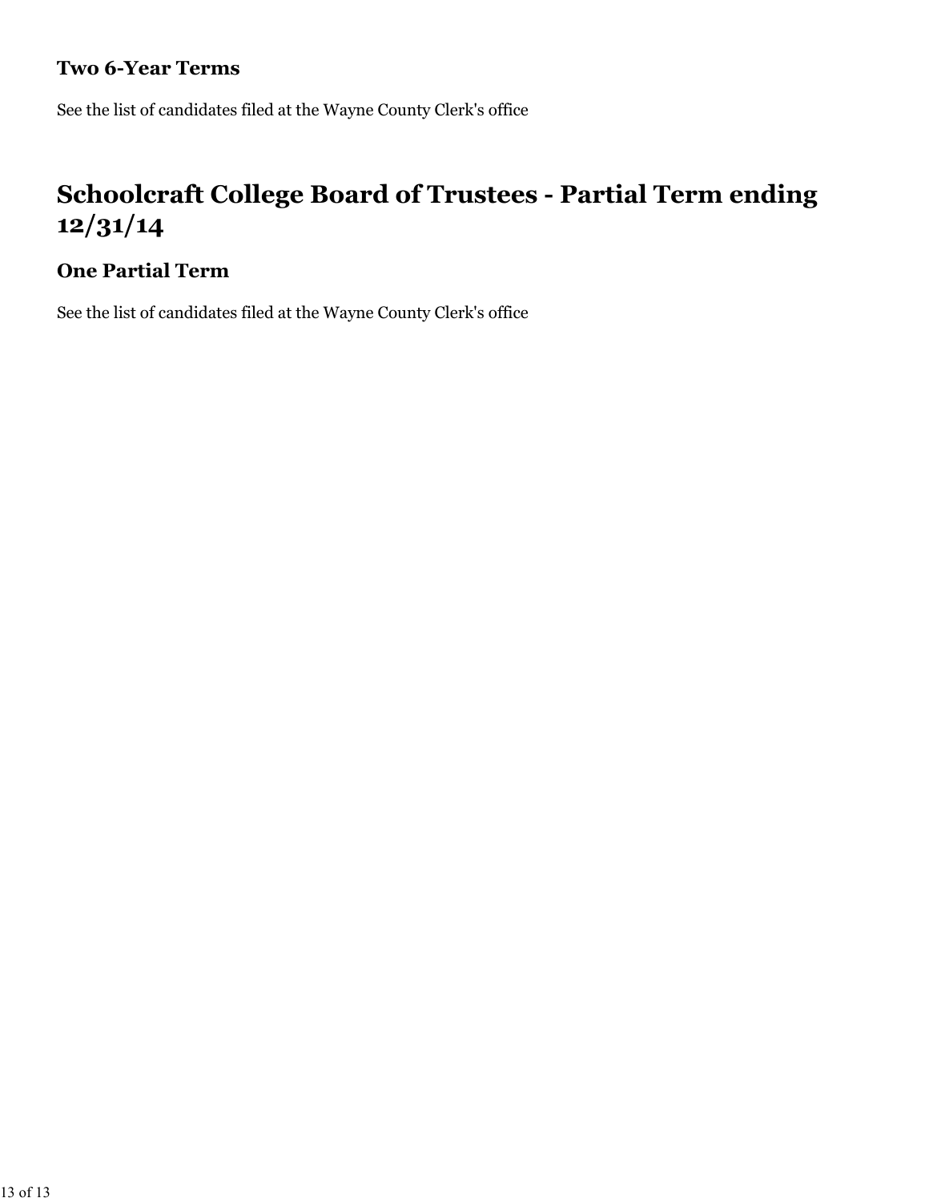### Two 6-Year Terms

See the list of candidates filed at the Wayne County Clerk's office

## Schoolcraft College Board of Trustees - Partial Term ending 12/31/14

### One Partial Term

See the list of candidates filed at the Wayne County Clerk's office